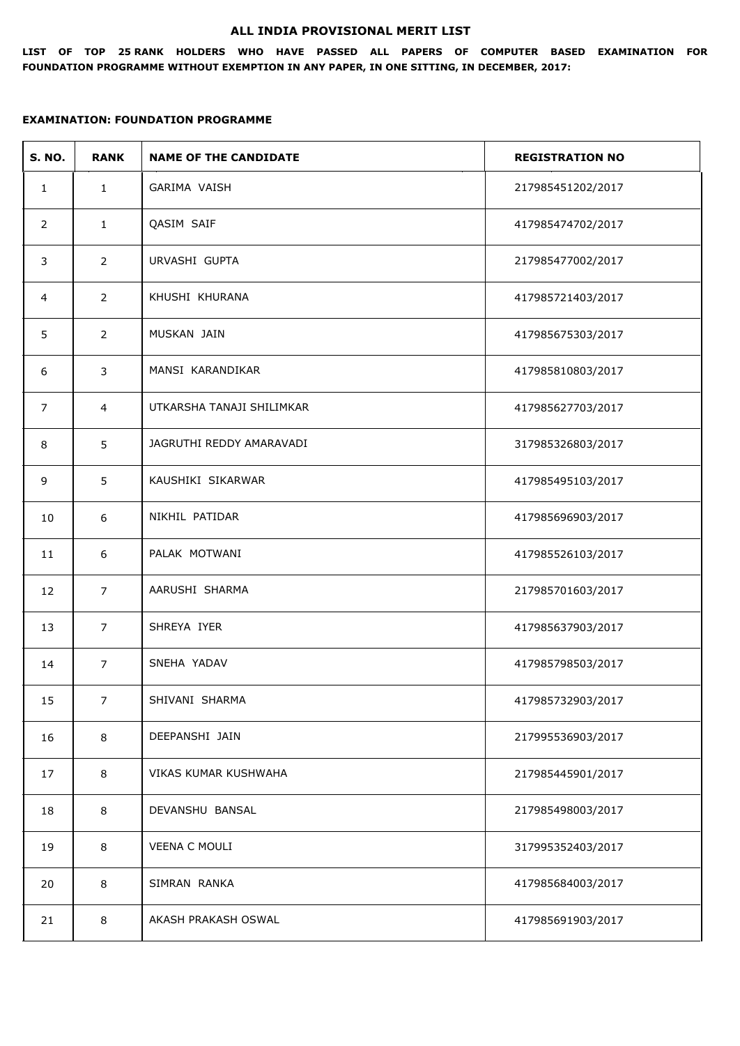# ALL INDIA PROVISIONAL MERIT LIST

**LIST OF TOP 25 RANK HOLDERS WHO HAVE PASSED ALL PAPERS OF COMPUTER BASED EXAMINATION FOR FOUNDATION PROGRAMME WITHOUT EXEMPTION IN ANY PAPER, IN ONE SITTING, IN DECEMBER, 2017:**

**EXAMINATION: FOUNDATION PROGRAMME**

| S. NO. | RANK | NAME OF THE CANDIDATE | REGISTRATION NO |
|---|---|---|---|
| 1 | 1 | GARIMA VAISH | 217985451202/2017 |
| 2 | 1 | QASIM SAIF | 417985474702/2017 |
| 3 | 2 | URVASHI GUPTA | 217985477002/2017 |
| 4 | 2 | KHUSHI KHURANA | 417985721403/2017 |
| 5 | 2 | MUSKAN JAIN | 417985675303/2017 |
| 6 | 3 | MANSI KARANDIKAR | 417985810803/2017 |
| 7 | 4 | UTKARSHA TANAJI SHILIMKAR | 417985627703/2017 |
| 8 | 5 | JAGRUTHI REDDY AMARAVADI | 317985326803/2017 |
| 9 | 5 | KAUSHIKI SIKARWAR | 417985495103/2017 |
| 10 | 6 | NIKHIL PATIDAR | 417985696903/2017 |
| 11 | 6 | PALAK MOTWANI | 417985526103/2017 |
| 12 | 7 | AARUSHI SHARMA | 217985701603/2017 |
| 13 | 7 | SHREYA IYER | 417985637903/2017 |
| 14 | 7 | SNEHA YADAV | 417985798503/2017 |
| 15 | 7 | SHIVANI SHARMA | 417985732903/2017 |
| 16 | 8 | DEEPANSHI JAIN | 217995536903/2017 |
| 17 | 8 | VIKAS KUMAR KUSHWAHA | 217985445901/2017 |
| 18 | 8 | DEVANSHU BANSAL | 217985498003/2017 |
| 19 | 8 | VEENA C MOULI | 317995352403/2017 |
| 20 | 8 | SIMRAN RANKA | 417985684003/2017 |
| 21 | 8 | AKASH PRAKASH OSWAL | 417985691903/2017 |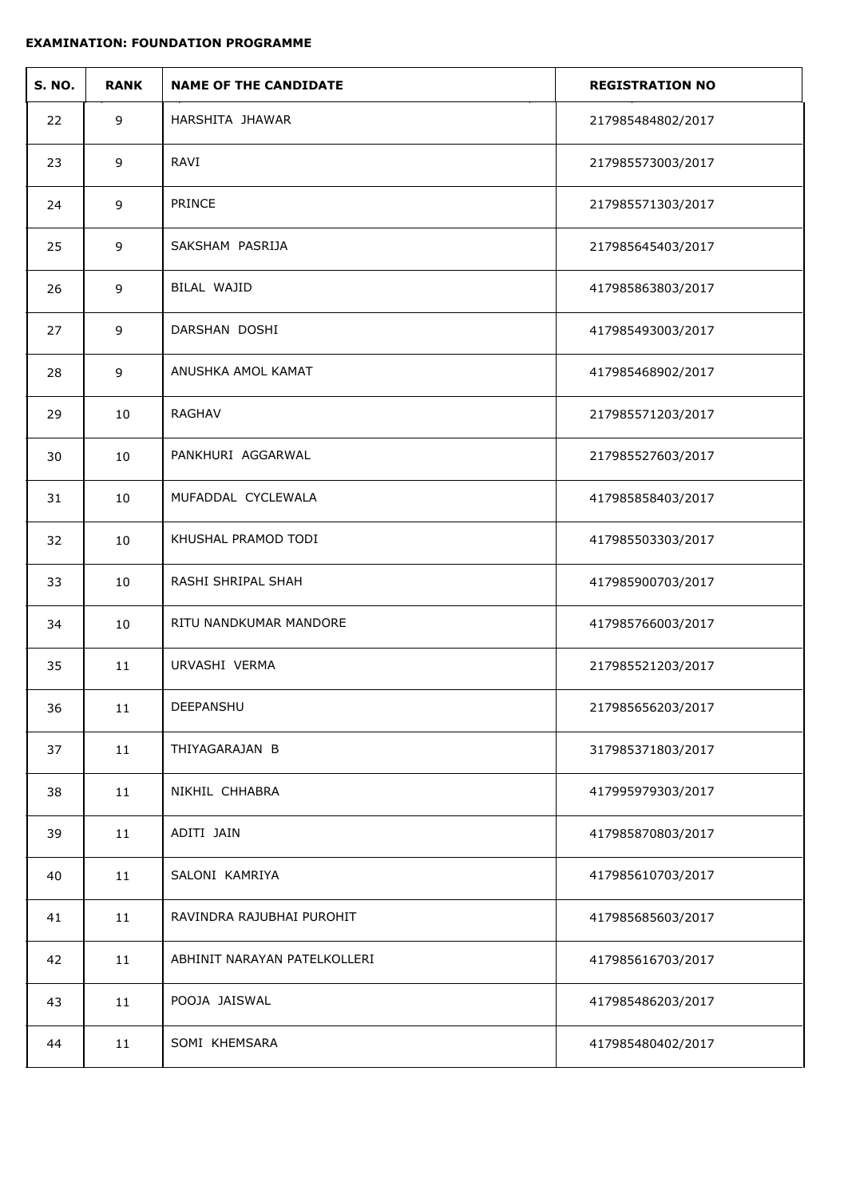**EXAMINATION: FOUNDATION PROGRAMME**

| S. NO. | RANK | NAME OF THE CANDIDATE | REGISTRATION NO |
|---|---|---|---|
| 22 | 9 | HARSHITA JHAWAR | 217985484802/2017 |
| 23 | 9 | RAVI | 217985573003/2017 |
| 24 | 9 | PRINCE | 217985571303/2017 |
| 25 | 9 | SAKSHAM PASRIJA | 217985645403/2017 |
| 26 | 9 | BILAL WAJID | 417985863803/2017 |
| 27 | 9 | DARSHAN DOSHI | 417985493003/2017 |
| 28 | 9 | ANUSHKA AMOL KAMAT | 417985468902/2017 |
| 29 | 10 | RAGHAV | 217985571203/2017 |
| 30 | 10 | PANKHURI AGGARWAL | 217985527603/2017 |
| 31 | 10 | MUFADDAL CYCLEWALA | 417985858403/2017 |
| 32 | 10 | KHUSHAL PRAMOD TODI | 417985503303/2017 |
| 33 | 10 | RASHI SHRIPAL SHAH | 417985900703/2017 |
| 34 | 10 | RITU NANDKUMAR MANDORE | 417985766003/2017 |
| 35 | 11 | URVASHI VERMA | 217985521203/2017 |
| 36 | 11 | DEEPANSHU | 217985656203/2017 |
| 37 | 11 | THIYAGARAJAN B | 317985371803/2017 |
| 38 | 11 | NIKHIL CHHABRA | 417995979303/2017 |
| 39 | 11 | ADITI JAIN | 417985870803/2017 |
| 40 | 11 | SALONI KAMRIYA | 417985610703/2017 |
| 41 | 11 | RAVINDRA RAJUBHAI PUROHIT | 417985685603/2017 |
| 42 | 11 | ABHINIT NARAYAN PATELKOLLERI | 417985616703/2017 |
| 43 | 11 | POOJA JAISWAL | 417985486203/2017 |
| 44 | 11 | SOMI KHEMSARA | 417985480402/2017 |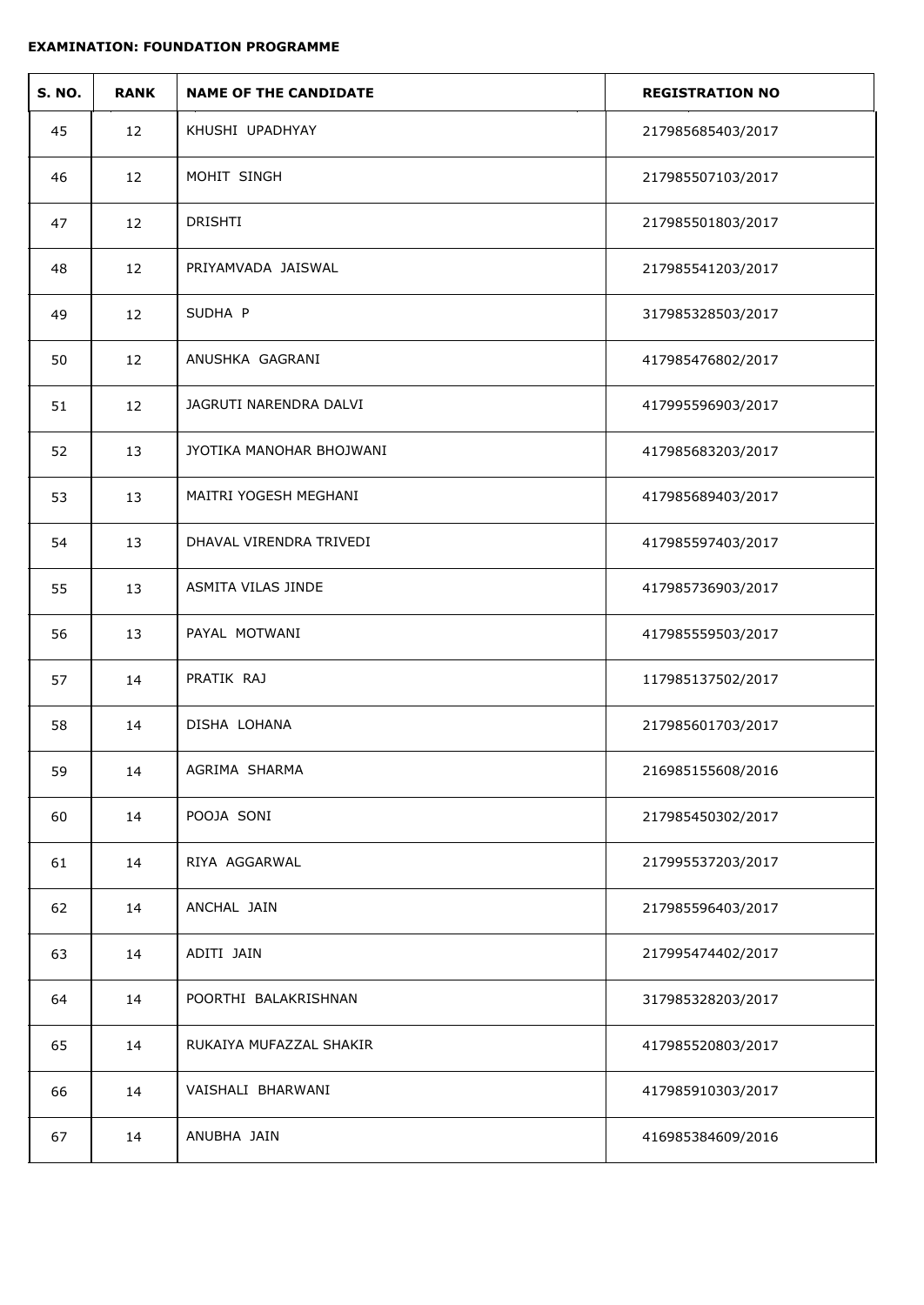**EXAMINATION: FOUNDATION PROGRAMME**

| S. NO. | RANK | NAME OF THE CANDIDATE | REGISTRATION NO |
|---|---|---|---|
| 45 | 12 | KHUSHI UPADHYAY | 217985685403/2017 |
| 46 | 12 | MOHIT SINGH | 217985507103/2017 |
| 47 | 12 | DRISHTI | 217985501803/2017 |
| 48 | 12 | PRIYAMVADA JAISWAL | 217985541203/2017 |
| 49 | 12 | SUDHA P | 317985328503/2017 |
| 50 | 12 | ANUSHKA GAGRANI | 417985476802/2017 |
| 51 | 12 | JAGRUTI NARENDRA DALVI | 417995596903/2017 |
| 52 | 13 | JYOTIKA MANOHAR BHOJWANI | 417985683203/2017 |
| 53 | 13 | MAITRI YOGESH MEGHANI | 417985689403/2017 |
| 54 | 13 | DHAVAL VIRENDRA TRIVEDI | 417985597403/2017 |
| 55 | 13 | ASMITA VILAS JINDE | 417985736903/2017 |
| 56 | 13 | PAYAL MOTWANI | 417985559503/2017 |
| 57 | 14 | PRATIK RAJ | 117985137502/2017 |
| 58 | 14 | DISHA LOHANA | 217985601703/2017 |
| 59 | 14 | AGRIMA SHARMA | 216985155608/2016 |
| 60 | 14 | POOJA SONI | 217985450302/2017 |
| 61 | 14 | RIYA AGGARWAL | 217995537203/2017 |
| 62 | 14 | ANCHAL JAIN | 217985596403/2017 |
| 63 | 14 | ADITI JAIN | 217995474402/2017 |
| 64 | 14 | POORTHI BALAKRISHNAN | 317985328203/2017 |
| 65 | 14 | RUKAIYA MUFAZZAL SHAKIR | 417985520803/2017 |
| 66 | 14 | VAISHALI BHARWANI | 417985910303/2017 |
| 67 | 14 | ANUBHA JAIN | 416985384609/2016 |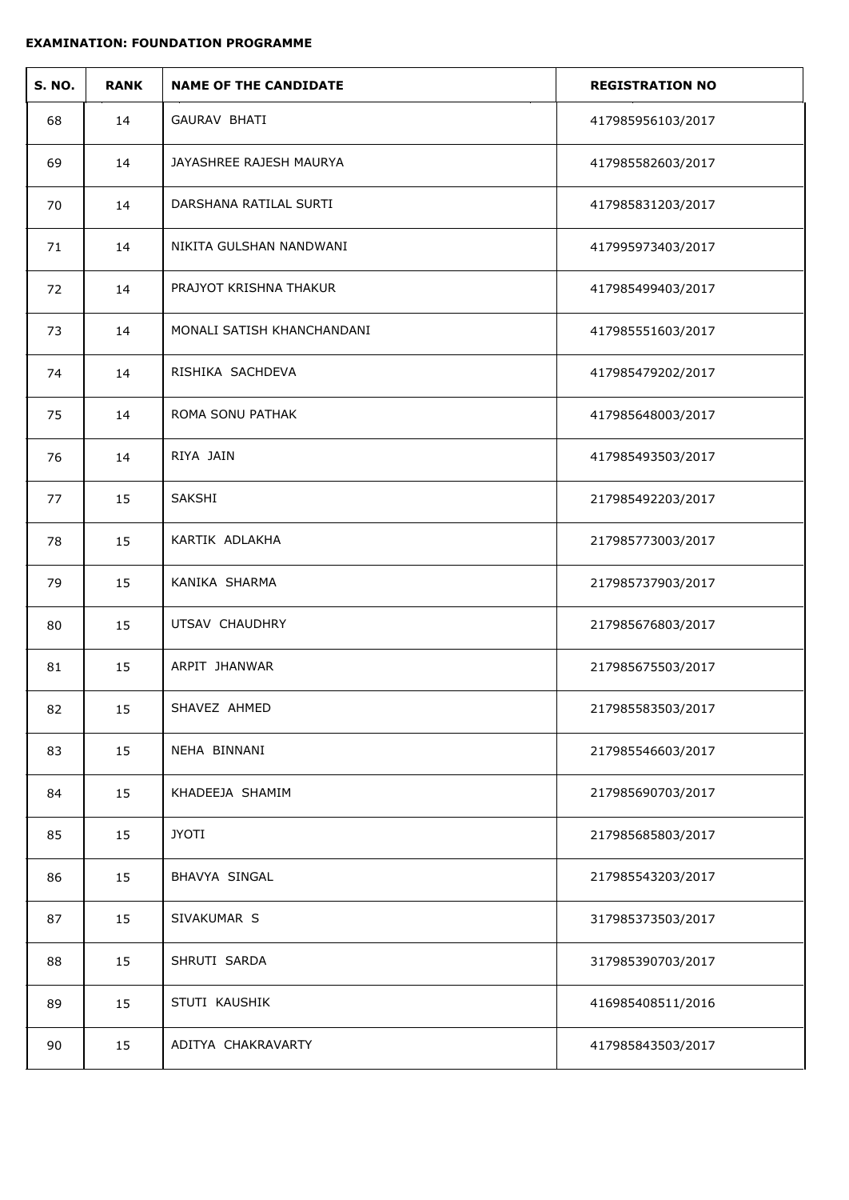**EXAMINATION: FOUNDATION PROGRAMME**

| S. NO. | RANK | NAME OF THE CANDIDATE | REGISTRATION NO |
|---|---|---|---|
| 68 | 14 | GAURAV BHATI | 417985956103/2017 |
| 69 | 14 | JAYASHREE RAJESH MAURYA | 417985582603/2017 |
| 70 | 14 | DARSHANA RATILAL SURTI | 417985831203/2017 |
| 71 | 14 | NIKITA GULSHAN NANDWANI | 417995973403/2017 |
| 72 | 14 | PRAJYOT KRISHNA THAKUR | 417985499403/2017 |
| 73 | 14 | MONALI SATISH KHANCHANDANI | 417985551603/2017 |
| 74 | 14 | RISHIKA SACHDEVA | 417985479202/2017 |
| 75 | 14 | ROMA SONU PATHAK | 417985648003/2017 |
| 76 | 14 | RIYA JAIN | 417985493503/2017 |
| 77 | 15 | SAKSHI | 217985492203/2017 |
| 78 | 15 | KARTIK ADLAKHA | 217985773003/2017 |
| 79 | 15 | KANIKA SHARMA | 217985737903/2017 |
| 80 | 15 | UTSAV CHAUDHRY | 217985676803/2017 |
| 81 | 15 | ARPIT JHANWAR | 217985675503/2017 |
| 82 | 15 | SHAVEZ AHMED | 217985583503/2017 |
| 83 | 15 | NEHA BINNANI | 217985546603/2017 |
| 84 | 15 | KHADEEJA SHAMIM | 217985690703/2017 |
| 85 | 15 | JYOTI | 217985685803/2017 |
| 86 | 15 | BHAVYA SINGAL | 217985543203/2017 |
| 87 | 15 | SIVAKUMAR S | 317985373503/2017 |
| 88 | 15 | SHRUTI SARDA | 317985390703/2017 |
| 89 | 15 | STUTI KAUSHIK | 416985408511/2016 |
| 90 | 15 | ADITYA CHAKRAVARTY | 417985843503/2017 |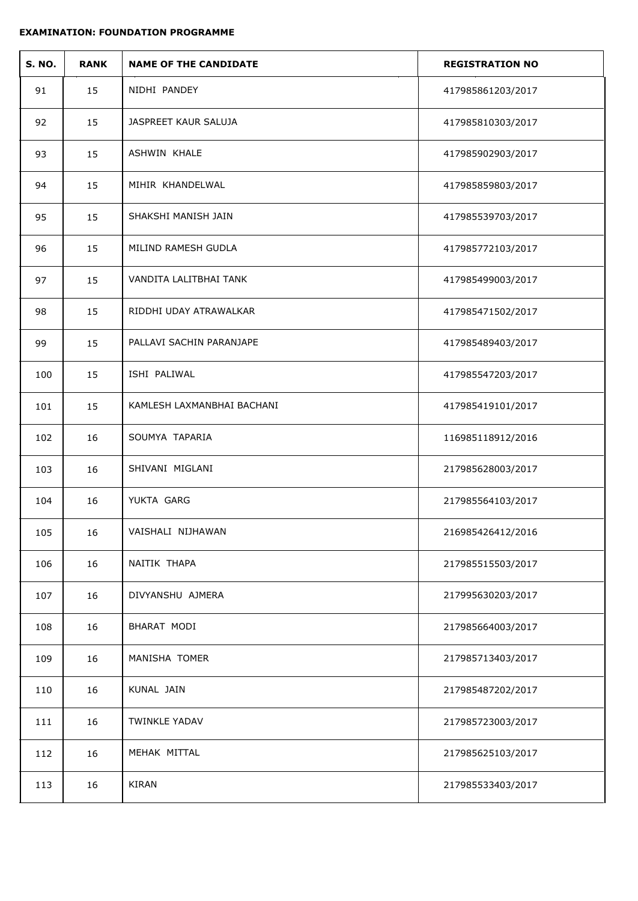**EXAMINATION: FOUNDATION PROGRAMME**

| S. NO. | RANK | NAME OF THE CANDIDATE | REGISTRATION NO |
|---|---|---|---|
| 91 | 15 | NIDHI PANDEY | 417985861203/2017 |
| 92 | 15 | JASPREET KAUR SALUJA | 417985810303/2017 |
| 93 | 15 | ASHWIN KHALE | 417985902903/2017 |
| 94 | 15 | MIHIR KHANDELWAL | 417985859803/2017 |
| 95 | 15 | SHAKSHI MANISH JAIN | 417985539703/2017 |
| 96 | 15 | MILIND RAMESH GUDLA | 417985772103/2017 |
| 97 | 15 | VANDITA LALITBHAI TANK | 417985499003/2017 |
| 98 | 15 | RIDDHI UDAY ATRAWALKAR | 417985471502/2017 |
| 99 | 15 | PALLAVI SACHIN PARANJAPE | 417985489403/2017 |
| 100 | 15 | ISHI PALIWAL | 417985547203/2017 |
| 101 | 15 | KAMLESH LAXMANBHAI BACHANI | 417985419101/2017 |
| 102 | 16 | SOUMYA TAPARIA | 116985118912/2016 |
| 103 | 16 | SHIVANI MIGLANI | 217985628003/2017 |
| 104 | 16 | YUKTA GARG | 217985564103/2017 |
| 105 | 16 | VAISHALI NIJHAWAN | 216985426412/2016 |
| 106 | 16 | NAITIK THAPA | 217985515503/2017 |
| 107 | 16 | DIVYANSHU AJMERA | 217995630203/2017 |
| 108 | 16 | BHARAT MODI | 217985664003/2017 |
| 109 | 16 | MANISHA TOMER | 217985713403/2017 |
| 110 | 16 | KUNAL JAIN | 217985487202/2017 |
| 111 | 16 | TWINKLE YADAV | 217985723003/2017 |
| 112 | 16 | MEHAK MITTAL | 217985625103/2017 |
| 113 | 16 | KIRAN | 217985533403/2017 |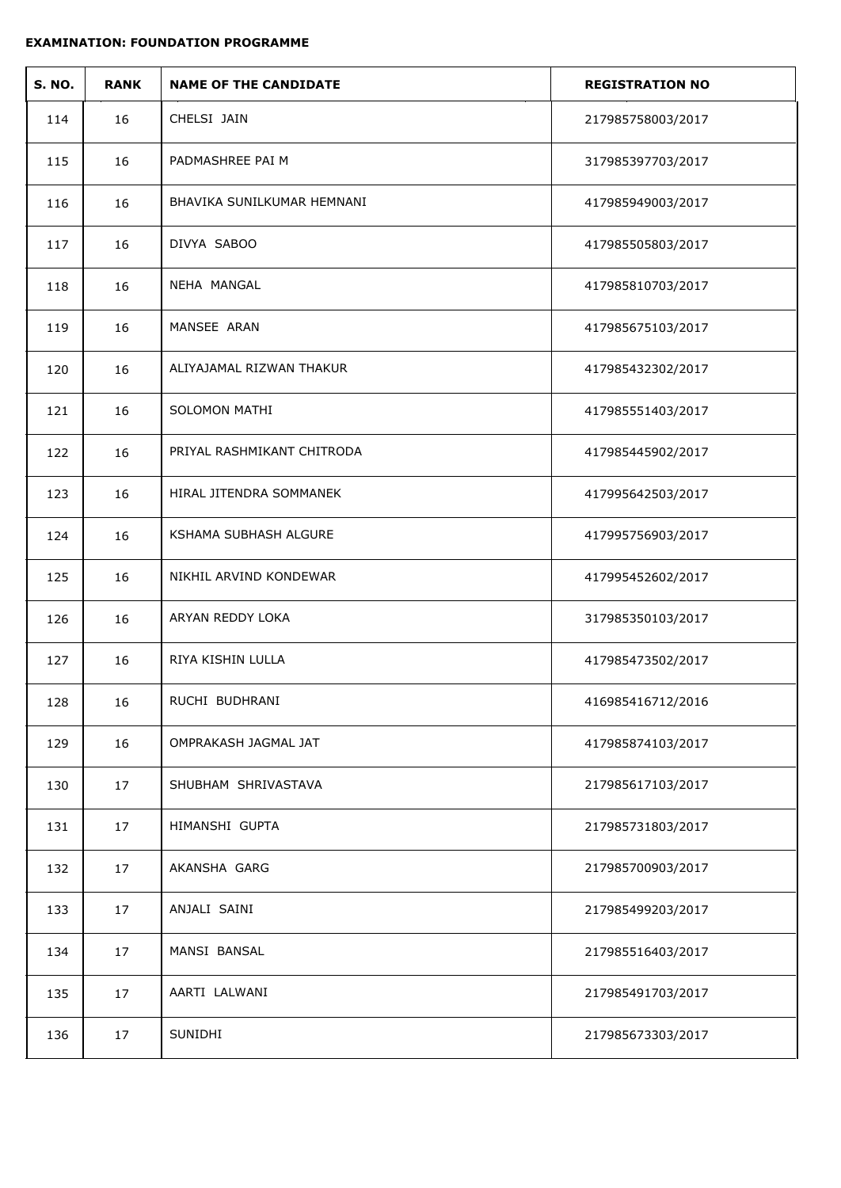**EXAMINATION: FOUNDATION PROGRAMME**

| S. NO. | RANK | NAME OF THE CANDIDATE | REGISTRATION NO |
|---|---|---|---|
| 114 | 16 | CHELSI JAIN | 217985758003/2017 |
| 115 | 16 | PADMASHREE PAI M | 317985397703/2017 |
| 116 | 16 | BHAVIKA SUNILKUMAR HEMNANI | 417985949003/2017 |
| 117 | 16 | DIVYA SABOO | 417985505803/2017 |
| 118 | 16 | NEHA MANGAL | 417985810703/2017 |
| 119 | 16 | MANSEE ARAN | 417985675103/2017 |
| 120 | 16 | ALIYAJAMAL RIZWAN THAKUR | 417985432302/2017 |
| 121 | 16 | SOLOMON MATHI | 417985551403/2017 |
| 122 | 16 | PRIYAL RASHMIKANT CHITRODA | 417985445902/2017 |
| 123 | 16 | HIRAL JITENDRA SOMMANEK | 417995642503/2017 |
| 124 | 16 | KSHAMA SUBHASH ALGURE | 417995756903/2017 |
| 125 | 16 | NIKHIL ARVIND KONDEWAR | 417995452602/2017 |
| 126 | 16 | ARYAN REDDY LOKA | 317985350103/2017 |
| 127 | 16 | RIYA KISHIN LULLA | 417985473502/2017 |
| 128 | 16 | RUCHI BUDHRANI | 416985416712/2016 |
| 129 | 16 | OMPRAKASH JAGMAL JAT | 417985874103/2017 |
| 130 | 17 | SHUBHAM SHRIVASTAVA | 217985617103/2017 |
| 131 | 17 | HIMANSHI GUPTA | 217985731803/2017 |
| 132 | 17 | AKANSHA GARG | 217985700903/2017 |
| 133 | 17 | ANJALI SAINI | 217985499203/2017 |
| 134 | 17 | MANSI BANSAL | 217985516403/2017 |
| 135 | 17 | AARTI LALWANI | 217985491703/2017 |
| 136 | 17 | SUNIDHI | 217985673303/2017 |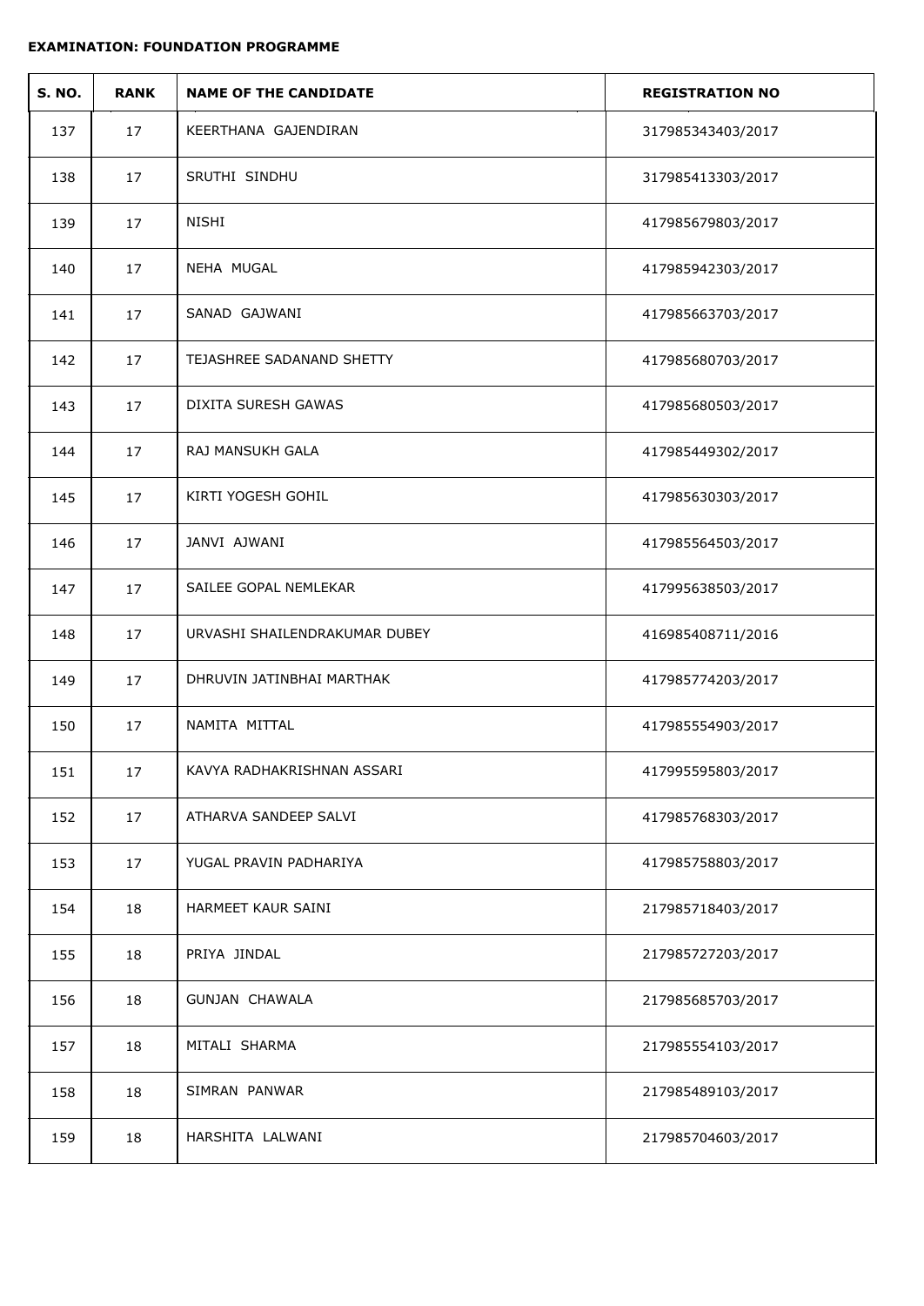**EXAMINATION: FOUNDATION PROGRAMME**

| S. NO. | RANK | NAME OF THE CANDIDATE | REGISTRATION NO |
|---|---|---|---|
| 137 | 17 | KEERTHANA GAJENDIRAN | 317985343403/2017 |
| 138 | 17 | SRUTHI SINDHU | 317985413303/2017 |
| 139 | 17 | NISHI | 417985679803/2017 |
| 140 | 17 | NEHA MUGAL | 417985942303/2017 |
| 141 | 17 | SANAD GAJWANI | 417985663703/2017 |
| 142 | 17 | TEJASHREE SADANAND SHETTY | 417985680703/2017 |
| 143 | 17 | DIXITA SURESH GAWAS | 417985680503/2017 |
| 144 | 17 | RAJ MANSUKH GALA | 417985449302/2017 |
| 145 | 17 | KIRTI YOGESH GOHIL | 417985630303/2017 |
| 146 | 17 | JANVI AJWANI | 417985564503/2017 |
| 147 | 17 | SAILEE GOPAL NEMLEKAR | 417995638503/2017 |
| 148 | 17 | URVASHI SHAILENDRAKUMAR DUBEY | 416985408711/2016 |
| 149 | 17 | DHRUVIN JATINBHAI MARTHAK | 417985774203/2017 |
| 150 | 17 | NAMITA MITTAL | 417985554903/2017 |
| 151 | 17 | KAVYA RADHAKRISHNAN ASSARI | 417995595803/2017 |
| 152 | 17 | ATHARVA SANDEEP SALVI | 417985768303/2017 |
| 153 | 17 | YUGAL PRAVIN PADHARIYA | 417985758803/2017 |
| 154 | 18 | HARMEET KAUR SAINI | 217985718403/2017 |
| 155 | 18 | PRIYA JINDAL | 217985727203/2017 |
| 156 | 18 | GUNJAN CHAWALA | 217985685703/2017 |
| 157 | 18 | MITALI SHARMA | 217985554103/2017 |
| 158 | 18 | SIMRAN PANWAR | 217985489103/2017 |
| 159 | 18 | HARSHITA LALWANI | 217985704603/2017 |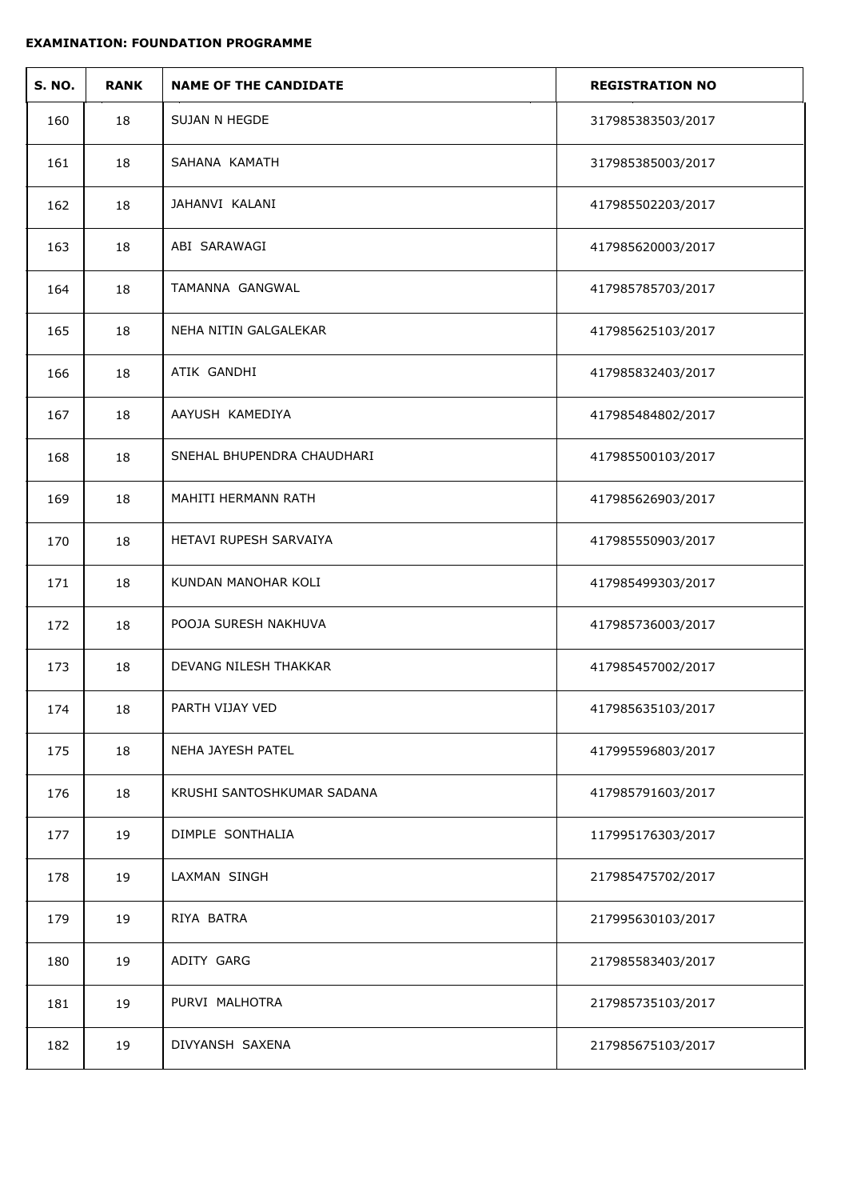**EXAMINATION: FOUNDATION PROGRAMME**

| S. NO. | RANK | NAME OF THE CANDIDATE | REGISTRATION NO |
|---|---|---|---|
| 160 | 18 | SUJAN N HEGDE | 317985383503/2017 |
| 161 | 18 | SAHANA KAMATH | 317985385003/2017 |
| 162 | 18 | JAHANVI KALANI | 417985502203/2017 |
| 163 | 18 | ABI SARAWAGI | 417985620003/2017 |
| 164 | 18 | TAMANNA GANGWAL | 417985785703/2017 |
| 165 | 18 | NEHA NITIN GALGALEKAR | 417985625103/2017 |
| 166 | 18 | ATIK GANDHI | 417985832403/2017 |
| 167 | 18 | AAYUSH KAMEDIYA | 417985484802/2017 |
| 168 | 18 | SNEHAL BHUPENDRA CHAUDHARI | 417985500103/2017 |
| 169 | 18 | MAHITI HERMANN RATH | 417985626903/2017 |
| 170 | 18 | HETAVI RUPESH SARVAIYA | 417985550903/2017 |
| 171 | 18 | KUNDAN MANOHAR KOLI | 417985499303/2017 |
| 172 | 18 | POOJA SURESH NAKHUVA | 417985736003/2017 |
| 173 | 18 | DEVANG NILESH THAKKAR | 417985457002/2017 |
| 174 | 18 | PARTH VIJAY VED | 417985635103/2017 |
| 175 | 18 | NEHA JAYESH PATEL | 417995596803/2017 |
| 176 | 18 | KRUSHI SANTOSHKUMAR SADANA | 417985791603/2017 |
| 177 | 19 | DIMPLE SONTHALIA | 117995176303/2017 |
| 178 | 19 | LAXMAN SINGH | 217985475702/2017 |
| 179 | 19 | RIYA BATRA | 217995630103/2017 |
| 180 | 19 | ADITY GARG | 217985583403/2017 |
| 181 | 19 | PURVI MALHOTRA | 217985735103/2017 |
| 182 | 19 | DIVYANSH SAXENA | 217985675103/2017 |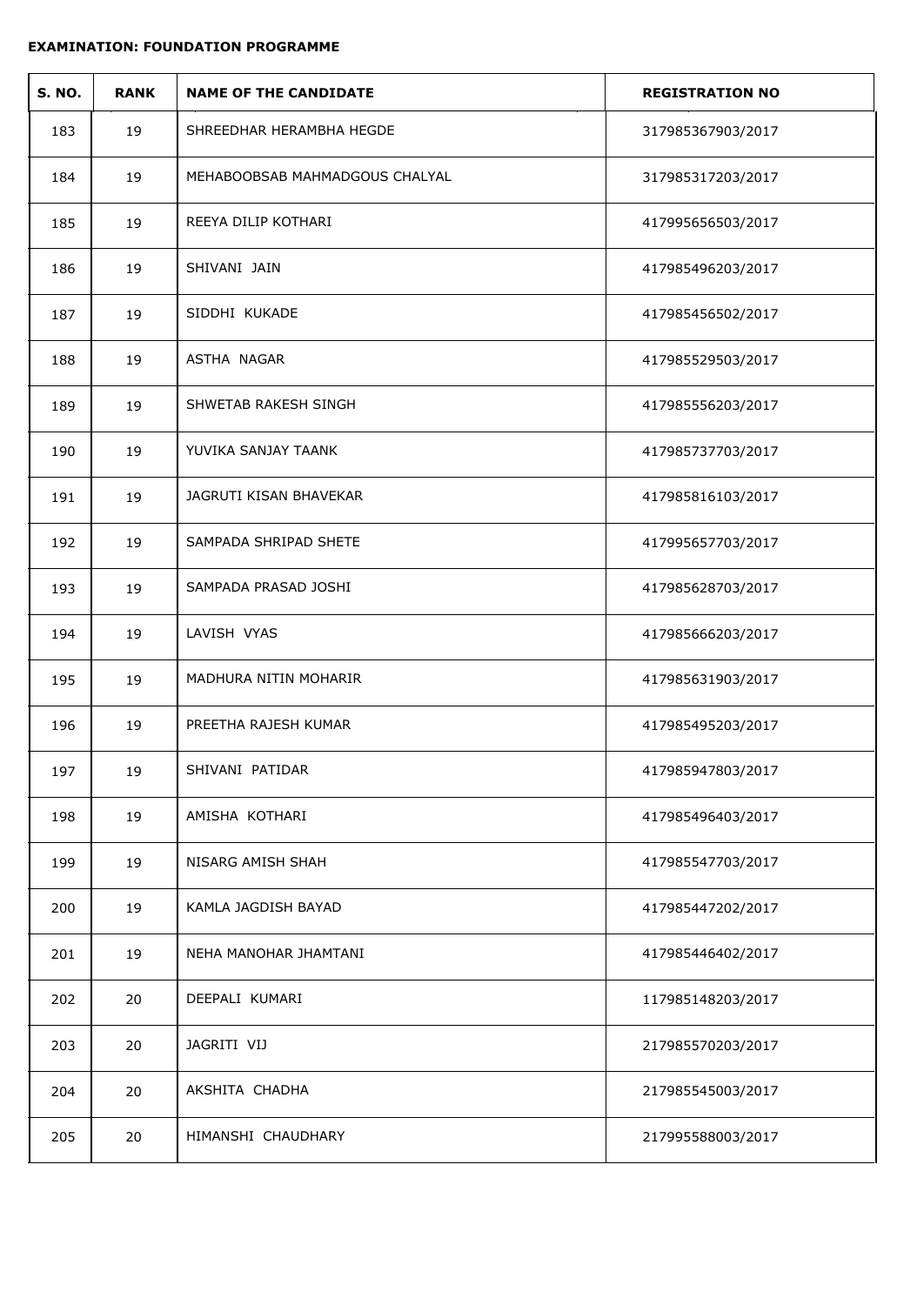**EXAMINATION: FOUNDATION PROGRAMME**

| S. NO. | RANK | NAME OF THE CANDIDATE | REGISTRATION NO |
| --- | --- | --- | --- |
| 183 | 19 | SHREEDHAR HERAMBHA HEGDE | 317985367903/2017 |
| 184 | 19 | MEHABOOBSAB MAHMADGOUS CHALYAL | 317985317203/2017 |
| 185 | 19 | REEYA DILIP KOTHARI | 417995656503/2017 |
| 186 | 19 | SHIVANI JAIN | 417985496203/2017 |
| 187 | 19 | SIDDHI KUKADE | 417985456502/2017 |
| 188 | 19 | ASTHA NAGAR | 417985529503/2017 |
| 189 | 19 | SHWETAB RAKESH SINGH | 417985556203/2017 |
| 190 | 19 | YUVIKA SANJAY TAANK | 417985737703/2017 |
| 191 | 19 | JAGRUTI KISAN BHAVEKAR | 417985816103/2017 |
| 192 | 19 | SAMPADA SHRIPAD SHETE | 417995657703/2017 |
| 193 | 19 | SAMPADA PRASAD JOSHI | 417985628703/2017 |
| 194 | 19 | LAVISH VYAS | 417985666203/2017 |
| 195 | 19 | MADHURA NITIN MOHARIR | 417985631903/2017 |
| 196 | 19 | PREETHA RAJESH KUMAR | 417985495203/2017 |
| 197 | 19 | SHIVANI PATIDAR | 417985947803/2017 |
| 198 | 19 | AMISHA KOTHARI | 417985496403/2017 |
| 199 | 19 | NISARG AMISH SHAH | 417985547703/2017 |
| 200 | 19 | KAMLA JAGDISH BAYAD | 417985447202/2017 |
| 201 | 19 | NEHA MANOHAR JHAMTANI | 417985446402/2017 |
| 202 | 20 | DEEPALI KUMARI | 117985148203/2017 |
| 203 | 20 | JAGRITI VIJ | 217985570203/2017 |
| 204 | 20 | AKSHITA CHADHA | 217985545003/2017 |
| 205 | 20 | HIMANSHI CHAUDHARY | 217995588003/2017 |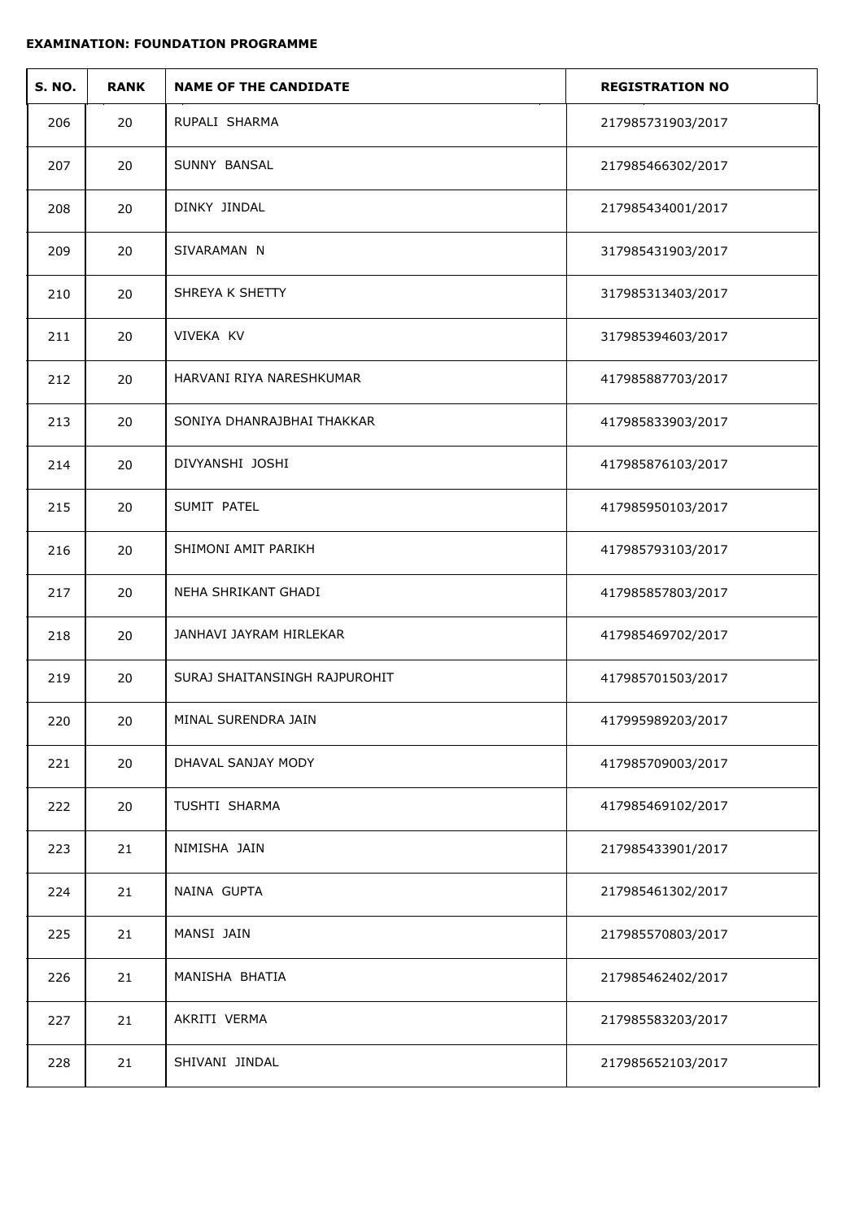**EXAMINATION: FOUNDATION PROGRAMME**

| S. NO. | RANK | NAME OF THE CANDIDATE | REGISTRATION NO |
|---|---|---|---|
| 206 | 20 | RUPALI SHARMA | 217985731903/2017 |
| 207 | 20 | SUNNY BANSAL | 217985466302/2017 |
| 208 | 20 | DINKY JINDAL | 217985434001/2017 |
| 209 | 20 | SIVARAMAN N | 317985431903/2017 |
| 210 | 20 | SHREYA K SHETTY | 317985313403/2017 |
| 211 | 20 | VIVEKA KV | 317985394603/2017 |
| 212 | 20 | HARVANI RIYA NARESHKUMAR | 417985887703/2017 |
| 213 | 20 | SONIYA DHANRAJBHAI THAKKAR | 417985833903/2017 |
| 214 | 20 | DIVYANSHI JOSHI | 417985876103/2017 |
| 215 | 20 | SUMIT PATEL | 417985950103/2017 |
| 216 | 20 | SHIMONI AMIT PARIKH | 417985793103/2017 |
| 217 | 20 | NEHA SHRIKANT GHADI | 417985857803/2017 |
| 218 | 20 | JANHAVI JAYRAM HIRLEKAR | 417985469702/2017 |
| 219 | 20 | SURAJ SHAITANSINGH RAJPUROHIT | 417985701503/2017 |
| 220 | 20 | MINAL SURENDRA JAIN | 417995989203/2017 |
| 221 | 20 | DHAVAL SANJAY MODY | 417985709003/2017 |
| 222 | 20 | TUSHTI SHARMA | 417985469102/2017 |
| 223 | 21 | NIMISHA JAIN | 217985433901/2017 |
| 224 | 21 | NAINA GUPTA | 217985461302/2017 |
| 225 | 21 | MANSI JAIN | 217985570803/2017 |
| 226 | 21 | MANISHA BHATIA | 217985462402/2017 |
| 227 | 21 | AKRITI VERMA | 217985583203/2017 |
| 228 | 21 | SHIVANI JINDAL | 217985652103/2017 |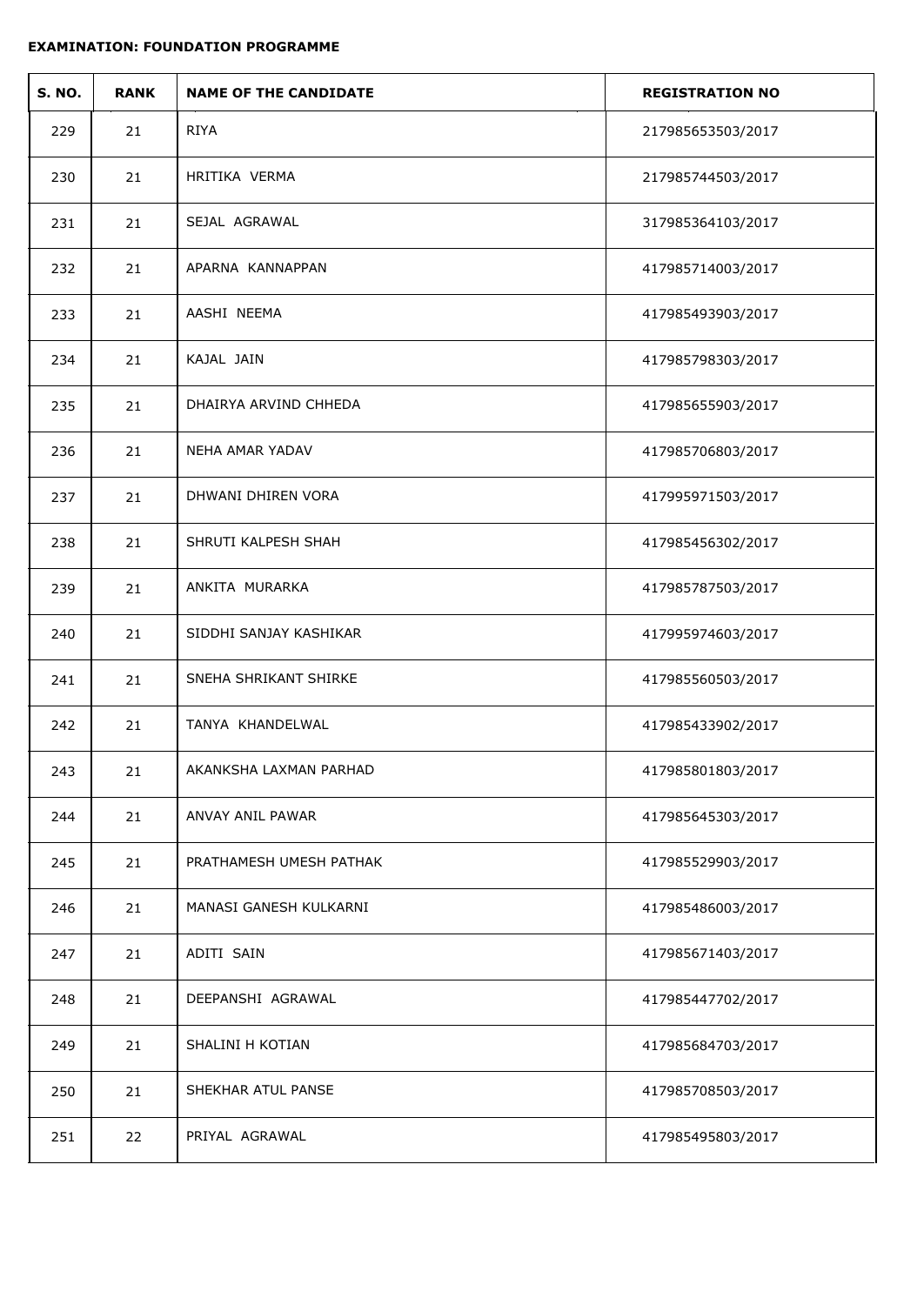**EXAMINATION: FOUNDATION PROGRAMME**

| S. NO. | RANK | NAME OF THE CANDIDATE | REGISTRATION NO |
|---|---|---|---|
| 229 | 21 | RIYA | 217985653503/2017 |
| 230 | 21 | HRITIKA VERMA | 217985744503/2017 |
| 231 | 21 | SEJAL AGRAWAL | 317985364103/2017 |
| 232 | 21 | APARNA KANNAPPAN | 417985714003/2017 |
| 233 | 21 | AASHI NEEMA | 417985493903/2017 |
| 234 | 21 | KAJAL JAIN | 417985798303/2017 |
| 235 | 21 | DHAIRYA ARVIND CHHEDA | 417985655903/2017 |
| 236 | 21 | NEHA AMAR YADAV | 417985706803/2017 |
| 237 | 21 | DHWANI DHIREN VORA | 417995971503/2017 |
| 238 | 21 | SHRUTI KALPESH SHAH | 417985456302/2017 |
| 239 | 21 | ANKITA MURARKA | 417985787503/2017 |
| 240 | 21 | SIDDHI SANJAY KASHIKAR | 417995974603/2017 |
| 241 | 21 | SNEHA SHRIKANT SHIRKE | 417985560503/2017 |
| 242 | 21 | TANYA KHANDELWAL | 417985433902/2017 |
| 243 | 21 | AKANKSHA LAXMAN PARHAD | 417985801803/2017 |
| 244 | 21 | ANVAY ANIL PAWAR | 417985645303/2017 |
| 245 | 21 | PRATHAMESH UMESH PATHAK | 417985529903/2017 |
| 246 | 21 | MANASI GANESH KULKARNI | 417985486003/2017 |
| 247 | 21 | ADITI SAIN | 417985671403/2017 |
| 248 | 21 | DEEPANSHI AGRAWAL | 417985447702/2017 |
| 249 | 21 | SHALINI H KOTIAN | 417985684703/2017 |
| 250 | 21 | SHEKHAR ATUL PANSE | 417985708503/2017 |
| 251 | 22 | PRIYAL AGRAWAL | 417985495803/2017 |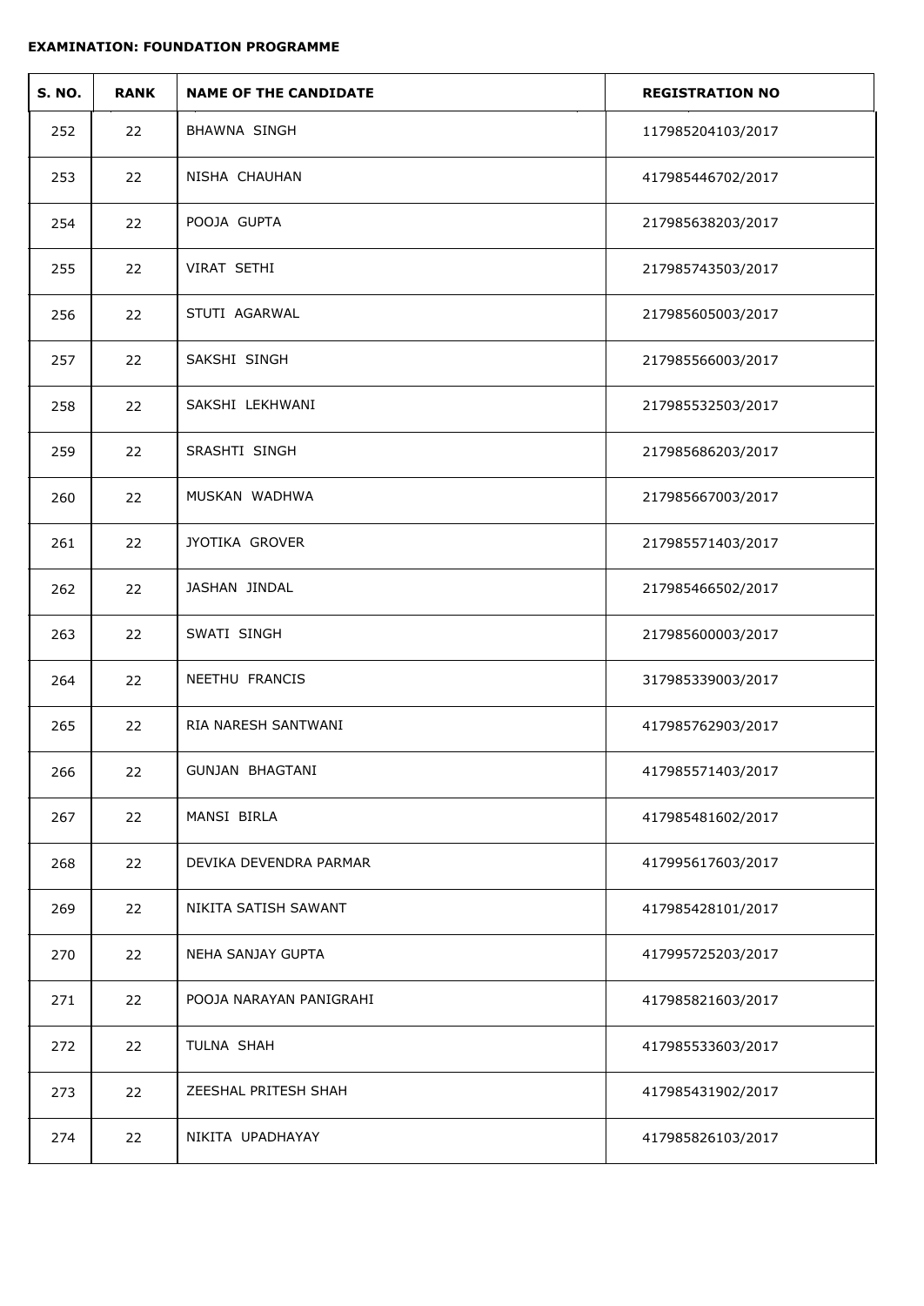**EXAMINATION: FOUNDATION PROGRAMME**

| S. NO. | RANK | NAME OF THE CANDIDATE | REGISTRATION NO |
|---|---|---|---|
| 252 | 22 | BHAWNA SINGH | 117985204103/2017 |
| 253 | 22 | NISHA CHAUHAN | 417985446702/2017 |
| 254 | 22 | POOJA GUPTA | 217985638203/2017 |
| 255 | 22 | VIRAT SETHI | 217985743503/2017 |
| 256 | 22 | STUTI AGARWAL | 217985605003/2017 |
| 257 | 22 | SAKSHI SINGH | 217985566003/2017 |
| 258 | 22 | SAKSHI LEKHWANI | 217985532503/2017 |
| 259 | 22 | SRASHTI SINGH | 217985686203/2017 |
| 260 | 22 | MUSKAN WADHWA | 217985667003/2017 |
| 261 | 22 | JYOTIKA GROVER | 217985571403/2017 |
| 262 | 22 | JASHAN JINDAL | 217985466502/2017 |
| 263 | 22 | SWATI SINGH | 217985600003/2017 |
| 264 | 22 | NEETHU FRANCIS | 317985339003/2017 |
| 265 | 22 | RIA NARESH SANTWANI | 417985762903/2017 |
| 266 | 22 | GUNJAN BHAGTANI | 417985571403/2017 |
| 267 | 22 | MANSI BIRLA | 417985481602/2017 |
| 268 | 22 | DEVIKA DEVENDRA PARMAR | 417995617603/2017 |
| 269 | 22 | NIKITA SATISH SAWANT | 417985428101/2017 |
| 270 | 22 | NEHA SANJAY GUPTA | 417995725203/2017 |
| 271 | 22 | POOJA NARAYAN PANIGRAHI | 417985821603/2017 |
| 272 | 22 | TULNA SHAH | 417985533603/2017 |
| 273 | 22 | ZEESHAL PRITESH SHAH | 417985431902/2017 |
| 274 | 22 | NIKITA UPADHAYAY | 417985826103/2017 |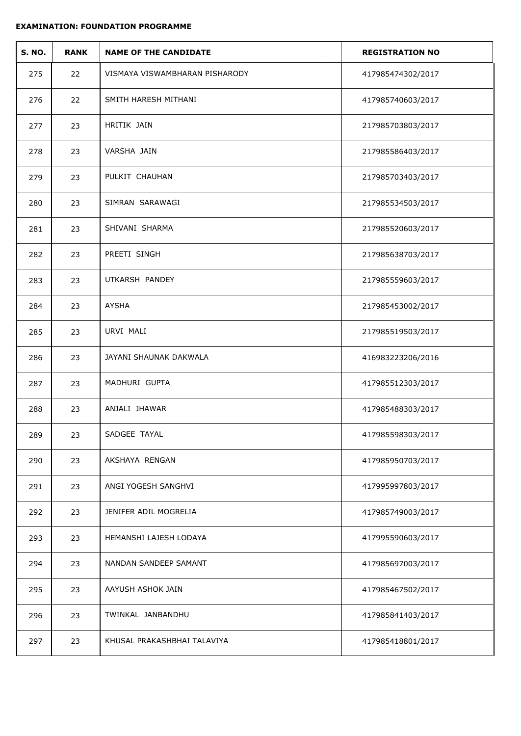**EXAMINATION: FOUNDATION PROGRAMME**

| S. NO. | RANK | NAME OF THE CANDIDATE | REGISTRATION NO |
|---|---|---|---|
| 275 | 22 | VISMAYA VISWAMBHARAN PISHARODY | 417985474302/2017 |
| 276 | 22 | SMITH HARESH MITHANI | 417985740603/2017 |
| 277 | 23 | HRITIK JAIN | 217985703803/2017 |
| 278 | 23 | VARSHA JAIN | 217985586403/2017 |
| 279 | 23 | PULKIT CHAUHAN | 217985703403/2017 |
| 280 | 23 | SIMRAN SARAWAGI | 217985534503/2017 |
| 281 | 23 | SHIVANI SHARMA | 217985520603/2017 |
| 282 | 23 | PREETI SINGH | 217985638703/2017 |
| 283 | 23 | UTKARSH PANDEY | 217985559603/2017 |
| 284 | 23 | AYSHA | 217985453002/2017 |
| 285 | 23 | URVI MALI | 217985519503/2017 |
| 286 | 23 | JAYANI SHAUNAK DAKWALA | 416983223206/2016 |
| 287 | 23 | MADHURI GUPTA | 417985512303/2017 |
| 288 | 23 | ANJALI JHAWAR | 417985488303/2017 |
| 289 | 23 | SADGEE TAYAL | 417985598303/2017 |
| 290 | 23 | AKSHAYA RENGAN | 417985950703/2017 |
| 291 | 23 | ANGI YOGESH SANGHVI | 417995997803/2017 |
| 292 | 23 | JENIFER ADIL MOGRELIA | 417985749003/2017 |
| 293 | 23 | HEMANSHI LAJESH LODAYA | 417995590603/2017 |
| 294 | 23 | NANDAN SANDEEP SAMANT | 417985697003/2017 |
| 295 | 23 | AAYUSH ASHOK JAIN | 417985467502/2017 |
| 296 | 23 | TWINKAL JANBANDHU | 417985841403/2017 |
| 297 | 23 | KHUSAL PRAKASHBHAI TALAVIYA | 417985418801/2017 |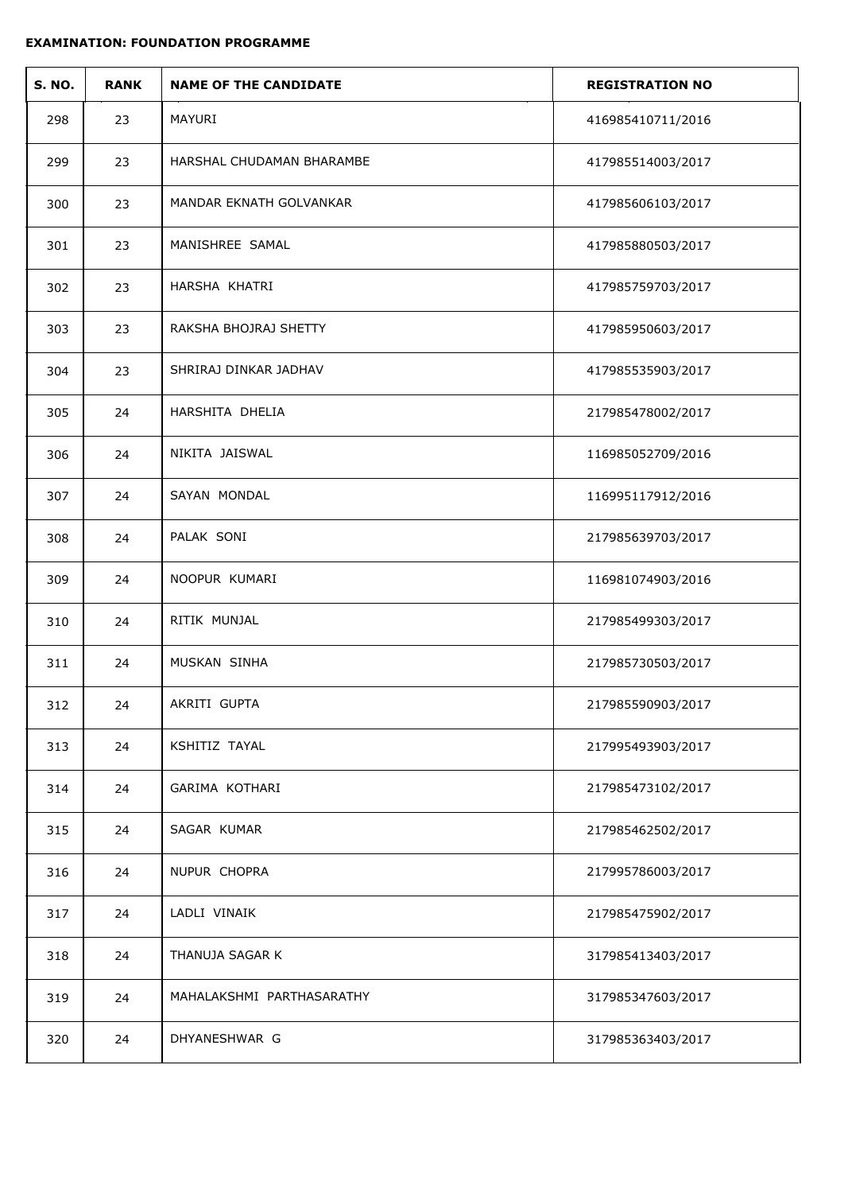**EXAMINATION: FOUNDATION PROGRAMME**

| S. NO. | RANK | NAME OF THE CANDIDATE | REGISTRATION NO |
|---|---|---|---|
| 298 | 23 | MAYURI | 416985410711/2016 |
| 299 | 23 | HARSHAL CHUDAMAN BHARAMBE | 417985514003/2017 |
| 300 | 23 | MANDAR EKNATH GOLVANKAR | 417985606103/2017 |
| 301 | 23 | MANISHREE SAMAL | 417985880503/2017 |
| 302 | 23 | HARSHA KHATRI | 417985759703/2017 |
| 303 | 23 | RAKSHA BHOJRAJ SHETTY | 417985950603/2017 |
| 304 | 23 | SHRIRAJ DINKAR JADHAV | 417985535903/2017 |
| 305 | 24 | HARSHITA DHELIA | 217985478002/2017 |
| 306 | 24 | NIKITA JAISWAL | 116985052709/2016 |
| 307 | 24 | SAYAN MONDAL | 116995117912/2016 |
| 308 | 24 | PALAK SONI | 217985639703/2017 |
| 309 | 24 | NOOPUR KUMARI | 116981074903/2016 |
| 310 | 24 | RITIK MUNJAL | 217985499303/2017 |
| 311 | 24 | MUSKAN SINHA | 217985730503/2017 |
| 312 | 24 | AKRITI GUPTA | 217985590903/2017 |
| 313 | 24 | KSHITIZ TAYAL | 217995493903/2017 |
| 314 | 24 | GARIMA KOTHARI | 217985473102/2017 |
| 315 | 24 | SAGAR KUMAR | 217985462502/2017 |
| 316 | 24 | NUPUR CHOPRA | 217995786003/2017 |
| 317 | 24 | LADLI VINAIK | 217985475902/2017 |
| 318 | 24 | THANUJA SAGAR K | 317985413403/2017 |
| 319 | 24 | MAHALAKSHMI PARTHASARATHY | 317985347603/2017 |
| 320 | 24 | DHYANESHWAR G | 317985363403/2017 |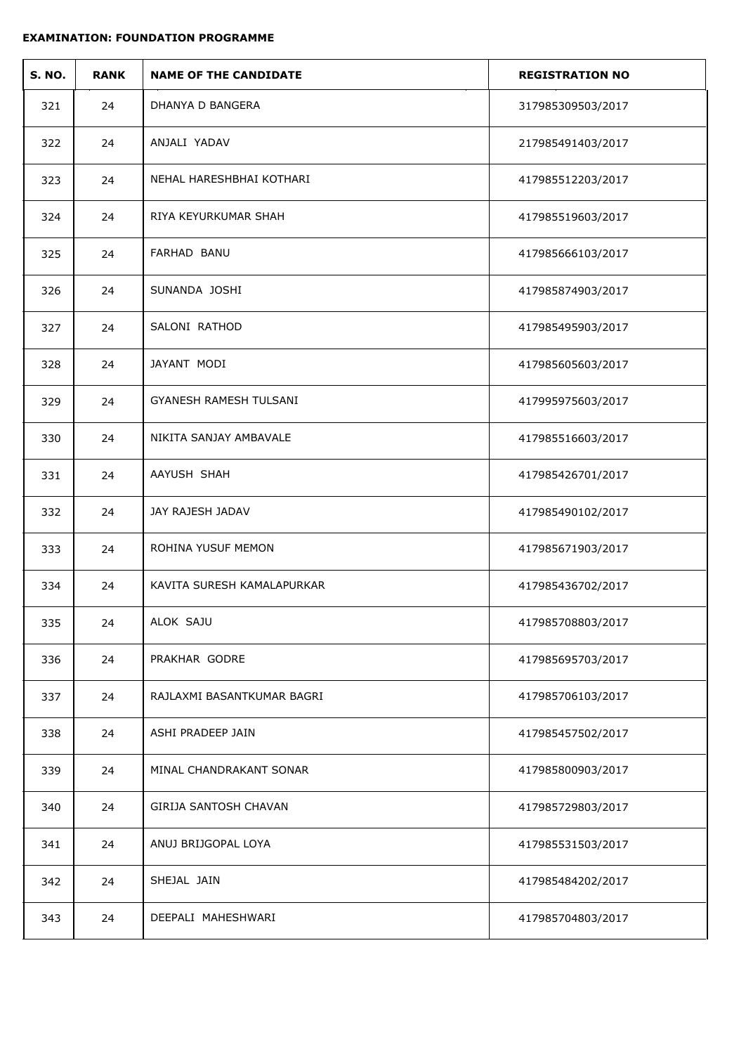**EXAMINATION: FOUNDATION PROGRAMME**

| S. NO. | RANK | NAME OF THE CANDIDATE | REGISTRATION NO |
|---|---|---|---|
| 321 | 24 | DHANYA D BANGERA | 317985309503/2017 |
| 322 | 24 | ANJALI YADAV | 217985491403/2017 |
| 323 | 24 | NEHAL HARESHBHAI KOTHARI | 417985512203/2017 |
| 324 | 24 | RIYA KEYURKUMAR SHAH | 417985519603/2017 |
| 325 | 24 | FARHAD BANU | 417985666103/2017 |
| 326 | 24 | SUNANDA JOSHI | 417985874903/2017 |
| 327 | 24 | SALONI RATHOD | 417985495903/2017 |
| 328 | 24 | JAYANT MODI | 417985605603/2017 |
| 329 | 24 | GYANESH RAMESH TULSANI | 417995975603/2017 |
| 330 | 24 | NIKITA SANJAY AMBAVALE | 417985516603/2017 |
| 331 | 24 | AAYUSH SHAH | 417985426701/2017 |
| 332 | 24 | JAY RAJESH JADAV | 417985490102/2017 |
| 333 | 24 | ROHINA YUSUF MEMON | 417985671903/2017 |
| 334 | 24 | KAVITA SURESH KAMALAPURKAR | 417985436702/2017 |
| 335 | 24 | ALOK SAJU | 417985708803/2017 |
| 336 | 24 | PRAKHAR GODRE | 417985695703/2017 |
| 337 | 24 | RAJLAXMI BASANTKUMAR BAGRI | 417985706103/2017 |
| 338 | 24 | ASHI PRADEEP JAIN | 417985457502/2017 |
| 339 | 24 | MINAL CHANDRAKANT SONAR | 417985800903/2017 |
| 340 | 24 | GIRIJA SANTOSH CHAVAN | 417985729803/2017 |
| 341 | 24 | ANUJ BRIJGOPAL LOYA | 417985531503/2017 |
| 342 | 24 | SHEJAL JAIN | 417985484202/2017 |
| 343 | 24 | DEEPALI MAHESHWARI | 417985704803/2017 |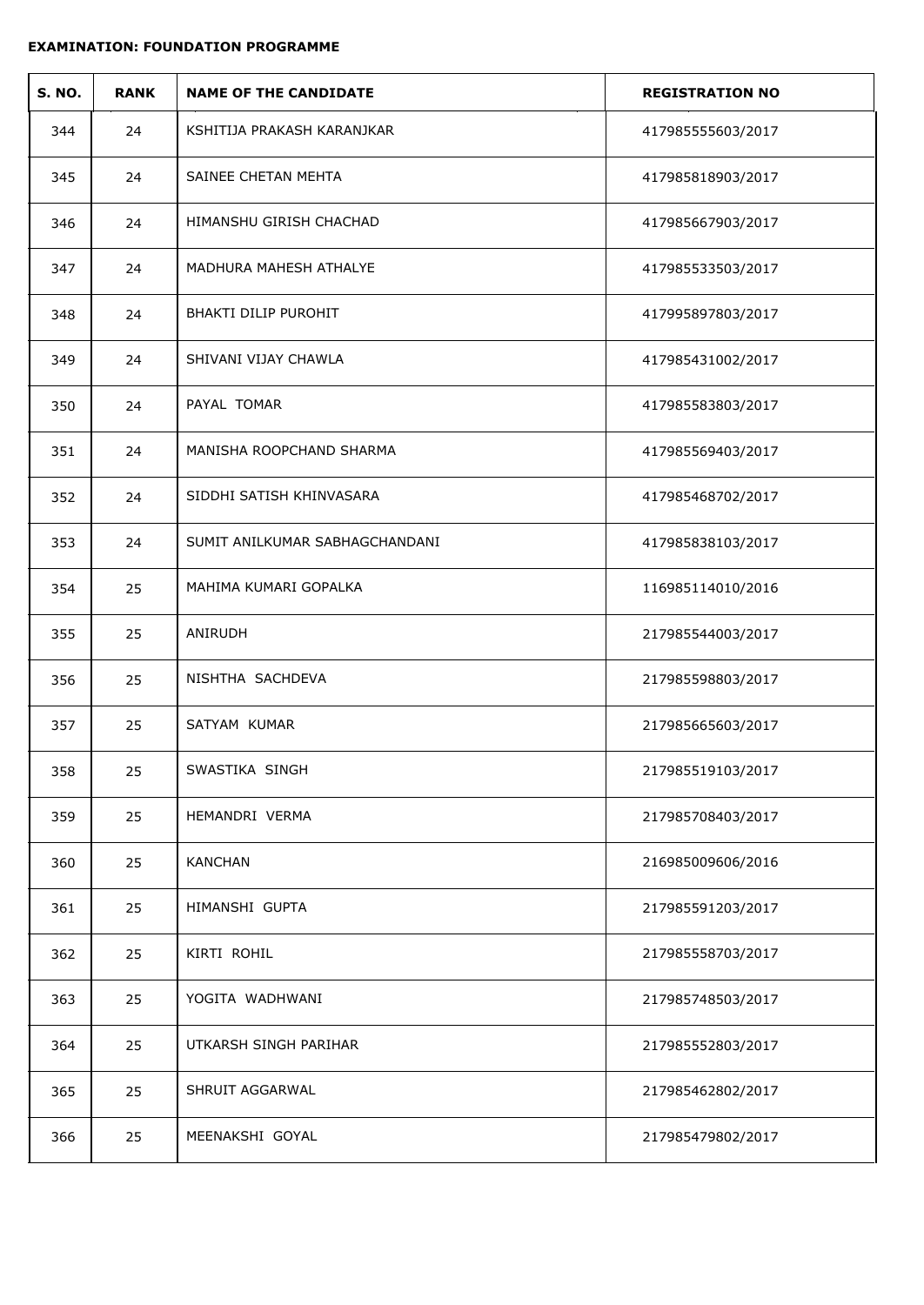**EXAMINATION: FOUNDATION PROGRAMME**

| S. NO. | RANK | NAME OF THE CANDIDATE | REGISTRATION NO |
|---|---|---|---|
| 344 | 24 | KSHITIJA PRAKASH KARANJKAR | 417985555603/2017 |
| 345 | 24 | SAINEE CHETAN MEHTA | 417985818903/2017 |
| 346 | 24 | HIMANSHU GIRISH CHACHAD | 417985667903/2017 |
| 347 | 24 | MADHURA MAHESH ATHALYE | 417985533503/2017 |
| 348 | 24 | BHAKTI DILIP PUROHIT | 417995897803/2017 |
| 349 | 24 | SHIVANI VIJAY CHAWLA | 417985431002/2017 |
| 350 | 24 | PAYAL TOMAR | 417985583803/2017 |
| 351 | 24 | MANISHA ROOPCHAND SHARMA | 417985569403/2017 |
| 352 | 24 | SIDDHI SATISH KHINVASARA | 417985468702/2017 |
| 353 | 24 | SUMIT ANILKUMAR SABHAGCHANDANI | 417985838103/2017 |
| 354 | 25 | MAHIMA KUMARI GOPALKA | 116985114010/2016 |
| 355 | 25 | ANIRUDH | 217985544003/2017 |
| 356 | 25 | NISHTHA SACHDEVA | 217985598803/2017 |
| 357 | 25 | SATYAM KUMAR | 217985665603/2017 |
| 358 | 25 | SWASTIKA SINGH | 217985519103/2017 |
| 359 | 25 | HEMANDRI VERMA | 217985708403/2017 |
| 360 | 25 | KANCHAN | 216985009606/2016 |
| 361 | 25 | HIMANSHI GUPTA | 217985591203/2017 |
| 362 | 25 | KIRTI ROHIL | 217985558703/2017 |
| 363 | 25 | YOGITA WADHWANI | 217985748503/2017 |
| 364 | 25 | UTKARSH SINGH PARIHAR | 217985552803/2017 |
| 365 | 25 | SHRUIT AGGARWAL | 217985462802/2017 |
| 366 | 25 | MEENAKSHI GOYAL | 217985479802/2017 |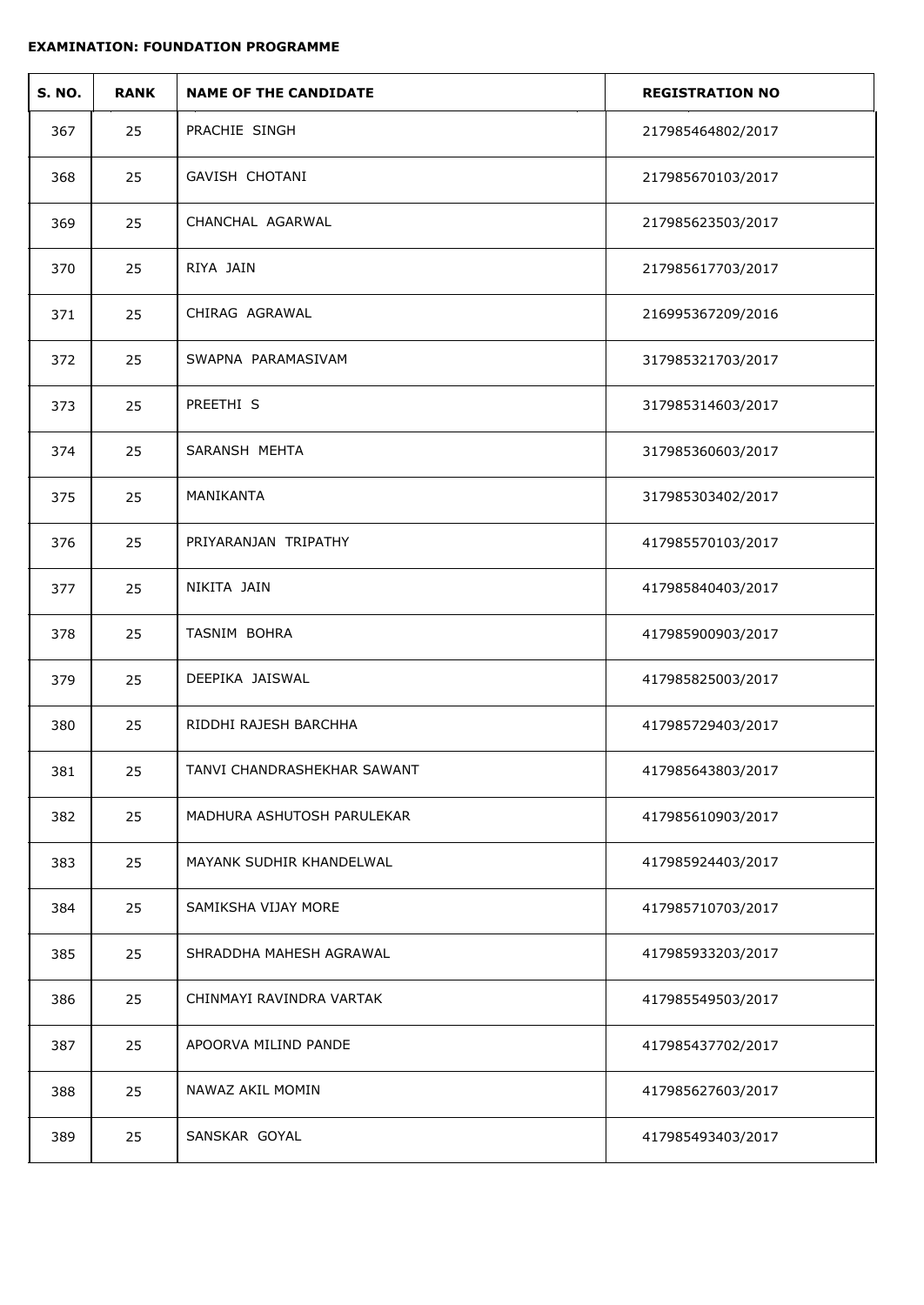**EXAMINATION: FOUNDATION PROGRAMME**

| S. NO. | RANK | NAME OF THE CANDIDATE | REGISTRATION NO |
|---|---|---|---|
| 367 | 25 | PRACHIE SINGH | 217985464802/2017 |
| 368 | 25 | GAVISH CHOTANI | 217985670103/2017 |
| 369 | 25 | CHANCHAL AGARWAL | 217985623503/2017 |
| 370 | 25 | RIYA JAIN | 217985617703/2017 |
| 371 | 25 | CHIRAG AGRAWAL | 216995367209/2016 |
| 372 | 25 | SWAPNA PARAMASIVAM | 317985321703/2017 |
| 373 | 25 | PREETHI S | 317985314603/2017 |
| 374 | 25 | SARANSH MEHTA | 317985360603/2017 |
| 375 | 25 | MANIKANTA | 317985303402/2017 |
| 376 | 25 | PRIYARANJAN TRIPATHY | 417985570103/2017 |
| 377 | 25 | NIKITA JAIN | 417985840403/2017 |
| 378 | 25 | TASNIM BOHRA | 417985900903/2017 |
| 379 | 25 | DEEPIKA JAISWAL | 417985825003/2017 |
| 380 | 25 | RIDDHI RAJESH BARCHHA | 417985729403/2017 |
| 381 | 25 | TANVI CHANDRASHEKHAR SAWANT | 417985643803/2017 |
| 382 | 25 | MADHURA ASHUTOSH PARULEKAR | 417985610903/2017 |
| 383 | 25 | MAYANK SUDHIR KHANDELWAL | 417985924403/2017 |
| 384 | 25 | SAMIKSHA VIJAY MORE | 417985710703/2017 |
| 385 | 25 | SHRADDHA MAHESH AGRAWAL | 417985933203/2017 |
| 386 | 25 | CHINMAYI RAVINDRA VARTAK | 417985549503/2017 |
| 387 | 25 | APOORVA MILIND PANDE | 417985437702/2017 |
| 388 | 25 | NAWAZ AKIL MOMIN | 417985627603/2017 |
| 389 | 25 | SANSKAR GOYAL | 417985493403/2017 |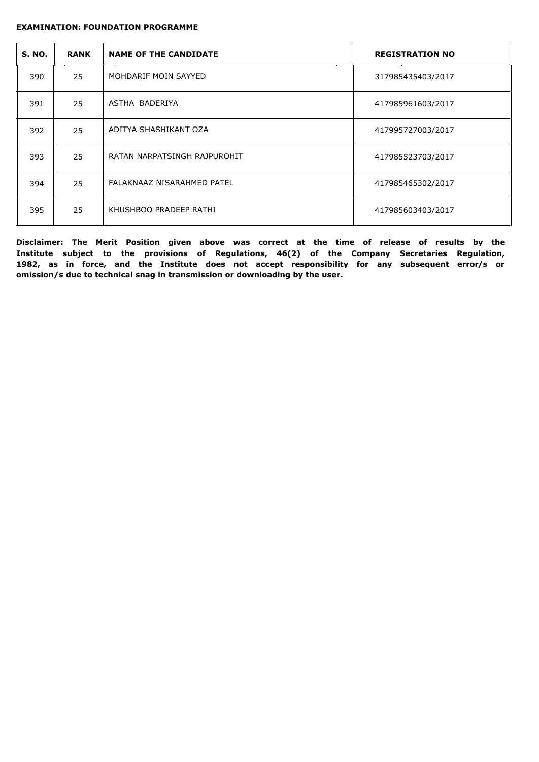**EXAMINATION: FOUNDATION PROGRAMME**

| S. NO. | RANK | NAME OF THE CANDIDATE | REGISTRATION NO |
|---|---|---|---|
| 390 | 25 | MOHDARIF MOIN SAYYED | 317985435403/2017 |
| 391 | 25 | ASTHA BADERIYA | 417985961603/2017 |
| 392 | 25 | ADITYA SHASHIKANT OZA | 417995727003/2017 |
| 393 | 25 | RATAN NARPATSINGH RAJPUROHIT | 417985523703/2017 |
| 394 | 25 | FALAKNAAZ NISARAHMED PATEL | 417985465302/2017 |
| 395 | 25 | KHUSHBOO PRADEEP RATHI | 417985603403/2017 |

**Disclaimer: The Merit Position given above was correct at the time of release of results by the Institute subject to the provisions of Regulations, 46(2) of the Company Secretaries Regulation, 1982, as in force, and the Institute does not accept responsibility for any subsequent error/s or omission/s due to technical snag in transmission or downloading by the user.**